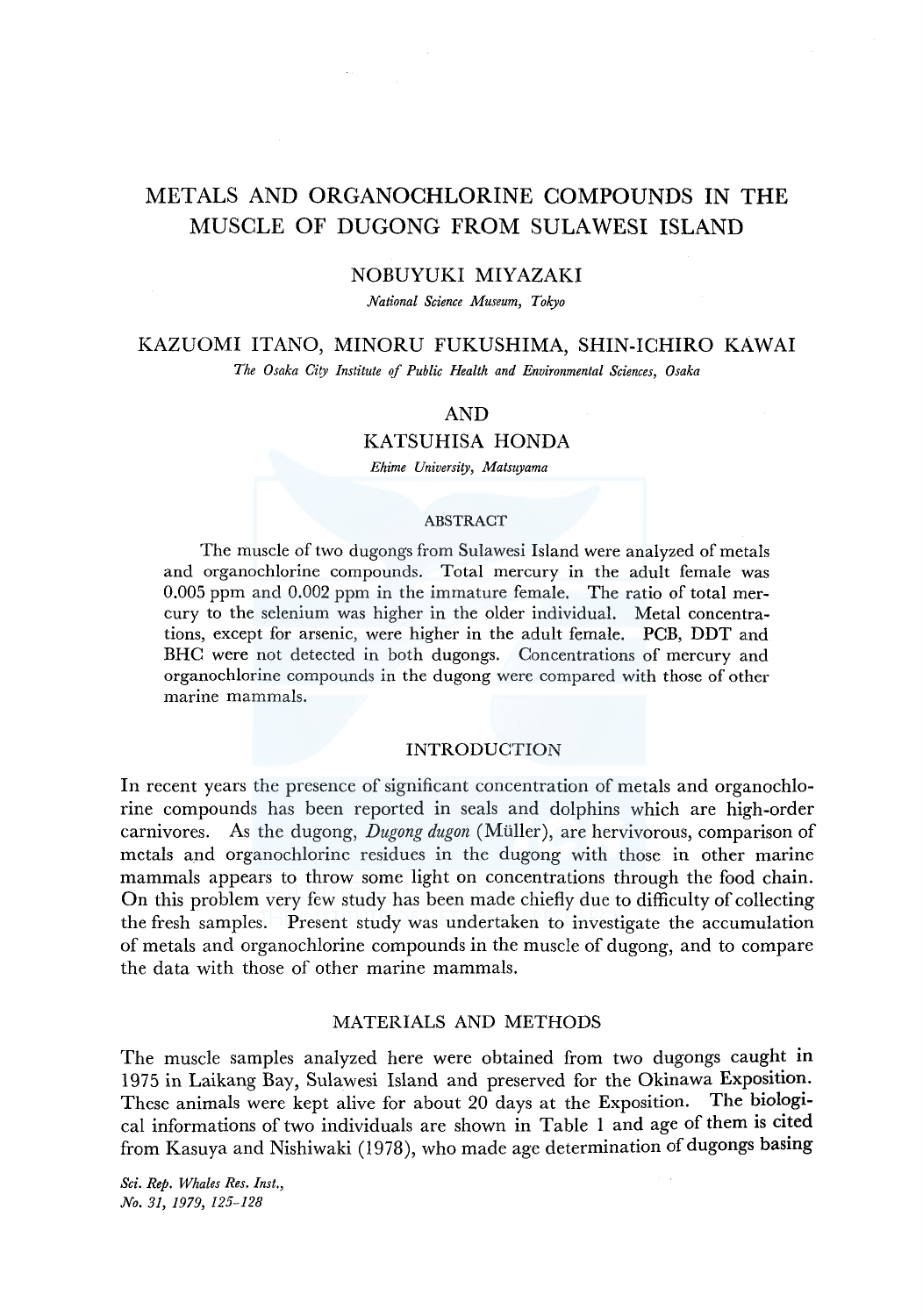# METALS AND ORGANOCHLORINE COMPOUNDS IN THE MUSCLE OF DUGONG FROM SULAWESI ISLAND

NOBUYUKI MIYAZAKI

*National Science Museum, Tokyo*

KAZUOMI ITANO, MINORU FUKUSHIMA, SHIN-ICHIRO KAWAI

*The Osaka City Institute of Public Health and Environmental Sciences, Osaka*

AND

KATSUHISA HONDA

*Ehime University, Matsuyama*

## ABSTRACT

The muscle of two dugongs from Sulawesi Island were analyzed of metals and organochlorine compounds. Total mercury in the adult female was 0.005 ppm and 0.002 ppm in the immature female. The ratio of total mercury to the selenium was higher in the older individual. Metal concentrations, except for arsenic, were higher in the adult female. PCB, DDT and BHC were not detected in both dugongs. Concentrations of mercury and organochlorine compounds in the dugong were compared with those of other marine mammals.

## INTRODUCTION

In recent years the presence of significant concentration of metals and organochlorine compounds has been reported in seals and dolphins which are high-order carnivores. As the dugong, *Dugong dugon* (Müller), are hervivorous, comparison of metals and organochlorine residues in the dugong with those in other marine mammals appears to throw some light on concentrations through the food chain. On this problem very few study has been made chiefly due to difficulty of collecting the fresh samples. Present study was undertaken to investigate the accumulation of metals and organochlorine compounds in the muscle of dugong, and to compare the data with those of other marine mammals.

## MATERIALS AND METHODS

The muscle samples analyzed here were obtained from two dugongs caught in 1975 in Laikang Bay, Sulawesi Island and preserved for the Okinawa Exposition. These animals were kept alive for about 20 days at the Exposition. The biological informations of two individuals are shown in Table 1 and age of them is cited from Kasuya and Nishiwaki (1978), who made age determination of dugongs basing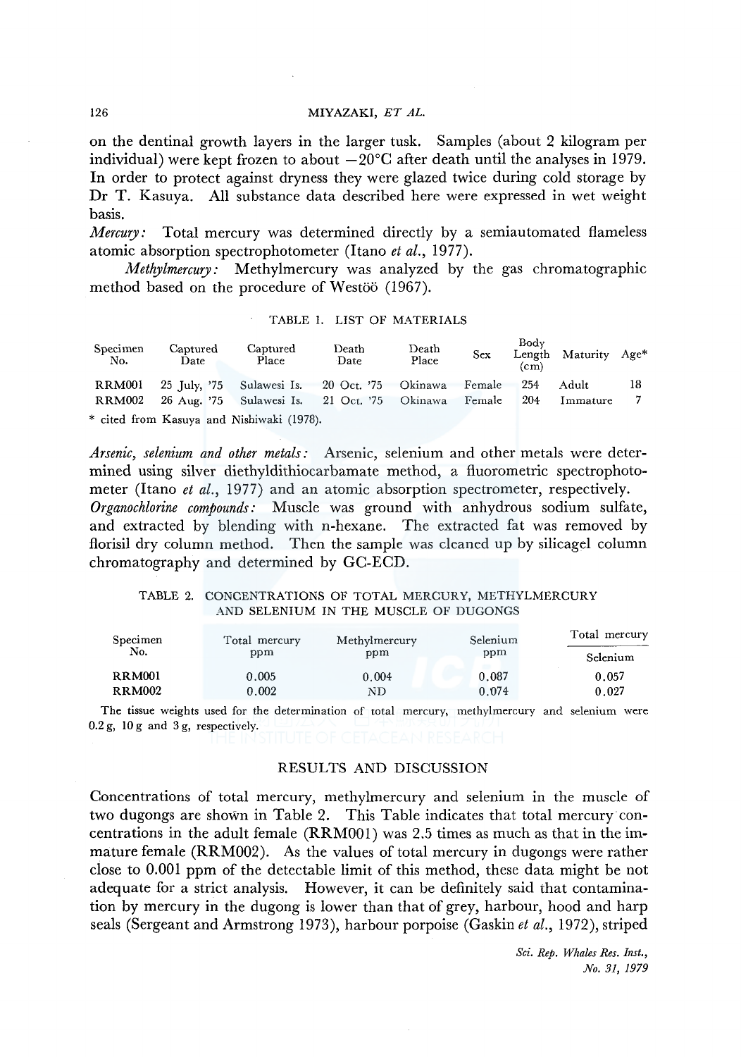on the dentinal growth layers in the larger tusk. Samples (about 2 kilogram per individual) were kept frozen to about −20°C after death until the analyses in 1979. In order to protect against dryness they were glazed twice during cold storage by Dr T. Kasuya. All substance data described here were expressed in wet weight basis.

*Mercury:* Total mercury was determined directly by a semiautomated flameless atomic absorption spectrophotometer (Itano *et al.*, 1977).

*Methylmercury:* Methylmercury was analyzed by the gas chromatographic method based on the procedure of Westöö (1967).

TABLE 1. LIST OF MATERIALS

| Specimen No. | Captured Date | Captured Place | Death Date | Death Place | Sex | Body Length (cm) | Maturity | Age* |
|---|---|---|---|---|---|---|---|---|
| RRM001 | 25 July, '75 | Sulawesi Is. | 20 Oct. '75 | Okinawa | Female | 254 | Adult | 18 |
| RRM002 | 26 Aug. '75 | Sulawesi Is. | 21 Oct. '75 | Okinawa | Female | 204 | Immature | 7 |

* cited from Kasuya and Nishiwaki (1978).

*Arsenic, selenium and other metals:* Arsenic, selenium and other metals were determined using silver diethyldithiocarbamate method, a fluorometric spectrophotometer (Itano *et al.*, 1977) and an atomic absorption spectrometer, respectively.

*Organochlorine compounds:* Muscle was ground with anhydrous sodium sulfate, and extracted by blending with n-hexane. The extracted fat was removed by florisil dry column method. Then the sample was cleaned up by silicagel column chromatography and determined by GC-ECD.

TABLE 2. CONCENTRATIONS OF TOTAL MERCURY, METHYLMERCURY AND SELENIUM IN THE MUSCLE OF DUGONGS

| Specimen No. | Total mercury ppm | Methylmercury ppm | Selenium ppm | Total mercury / Selenium |
|---|---|---|---|---|
| RRM001 | 0.005 | 0.004 | 0.087 | 0.057 |
| RRM002 | 0.002 | ND | 0.074 | 0.027 |

The tissue weights used for the determination of total mercury, methylmercury and selenium were 0.2 g, 10 g and 3 g, respectively.

## RESULTS AND DISCUSSION

Concentrations of total mercury, methylmercury and selenium in the muscle of two dugongs are shown in Table 2. This Table indicates that total mercury concentrations in the adult female (RRM001) was 2.5 times as much as that in the immature female (RRM002). As the values of total mercury in dugongs were rather close to 0.001 ppm of the detectable limit of this method, these data might be not adequate for a strict analysis. However, it can be definitely said that contamination by mercury in the dugong is lower than that of grey, harbour, hood and harp seals (Sergeant and Armstrong 1973), harbour porpoise (Gaskin *et al.*, 1972), striped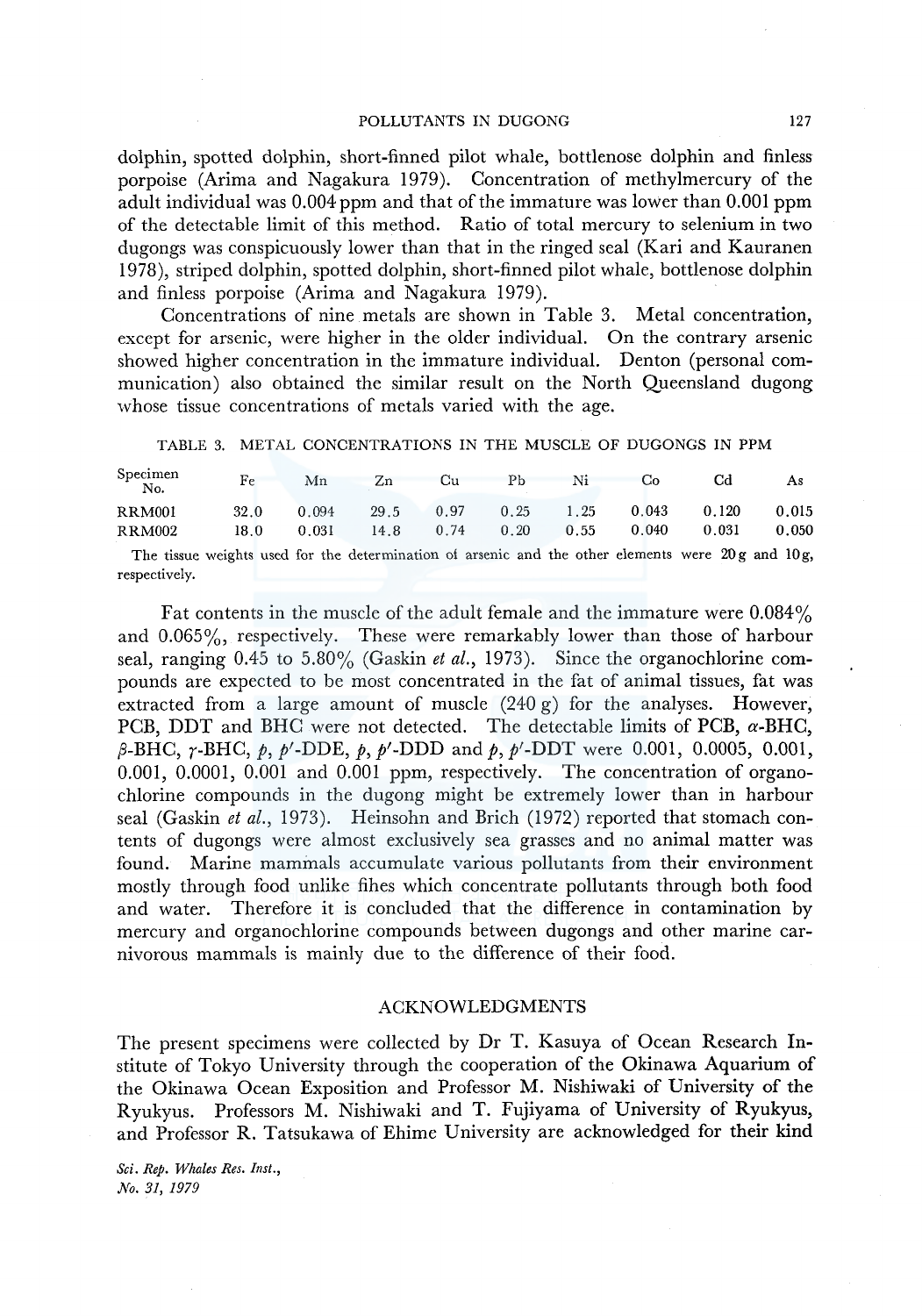dolphin, spotted dolphin, short-finned pilot whale, bottlenose dolphin and finless porpoise (Arima and Nagakura 1979). Concentration of methylmercury of the adult individual was 0.004 ppm and that of the immature was lower than 0.001 ppm of the detectable limit of this method. Ratio of total mercury to selenium in two dugongs was conspicuously lower than that in the ringed seal (Kari and Kauranen 1978), striped dolphin, spotted dolphin, short-finned pilot whale, bottlenose dolphin and finless porpoise (Arima and Nagakura 1979).

Concentrations of nine metals are shown in Table 3. Metal concentration, except for arsenic, were higher in the older individual. On the contrary arsenic showed higher concentration in the immature individual. Denton (personal communication) also obtained the similar result on the North Queensland dugong whose tissue concentrations of metals varied with the age.

TABLE 3. METAL CONCENTRATIONS IN THE MUSCLE OF DUGONGS IN PPM

| Specimen No. | Fe | Mn | Zn | Cu | Pb | Ni | Co | Cd | As |
|---|---|---|---|---|---|---|---|---|---|
| RRM001 | 32.0 | 0.094 | 29.5 | 0.97 | 0.25 | 1.25 | 0.043 | 0.120 | 0.015 |
| RRM002 | 18.0 | 0.031 | 14.8 | 0.74 | 0.20 | 0.55 | 0.040 | 0.031 | 0.050 |

The tissue weights used for the determination of arsenic and the other elements were 20 g and 10 g, respectively.

Fat contents in the muscle of the adult female and the immature were 0.084% and 0.065%, respectively. These were remarkably lower than those of harbour seal, ranging 0.45 to 5.80% (Gaskin *et al.*, 1973). Since the organochlorine compounds are expected to be most concentrated in the fat of animal tissues, fat was extracted from a large amount of muscle (240 g) for the analyses. However, PCB, DDT and BHC were not detected. The detectable limits of PCB, $\alpha$-BHC, $\beta$-BHC, $\gamma$-BHC, $p, p'$-DDE, $p, p'$-DDD and $p, p'$-DDT were 0.001, 0.0005, 0.001, 0.001, 0.0001, 0.001 and 0.001 ppm, respectively. The concentration of organochlorine compounds in the dugong might be extremely lower than in harbour seal (Gaskin *et al.*, 1973). Heinsohn and Brich (1972) reported that stomach contents of dugongs were almost exclusively sea grasses and no animal matter was found. Marine mammals accumulate various pollutants from their environment mostly through food unlike fihes which concentrate pollutants through both food and water. Therefore it is concluded that the difference in contamination by mercury and organochlorine compounds between dugongs and other marine carnivorous mammals is mainly due to the difference of their food.

## ACKNOWLEDGMENTS

The present specimens were collected by Dr T. Kasuya of Ocean Research Institute of Tokyo University through the cooperation of the Okinawa Aquarium of the Okinawa Ocean Exposition and Professor M. Nishiwaki of University of the Ryukyus. Professors M. Nishiwaki and T. Fujiyama of University of Ryukyus, and Professor R. Tatsukawa of Ehime University are acknowledged for their kind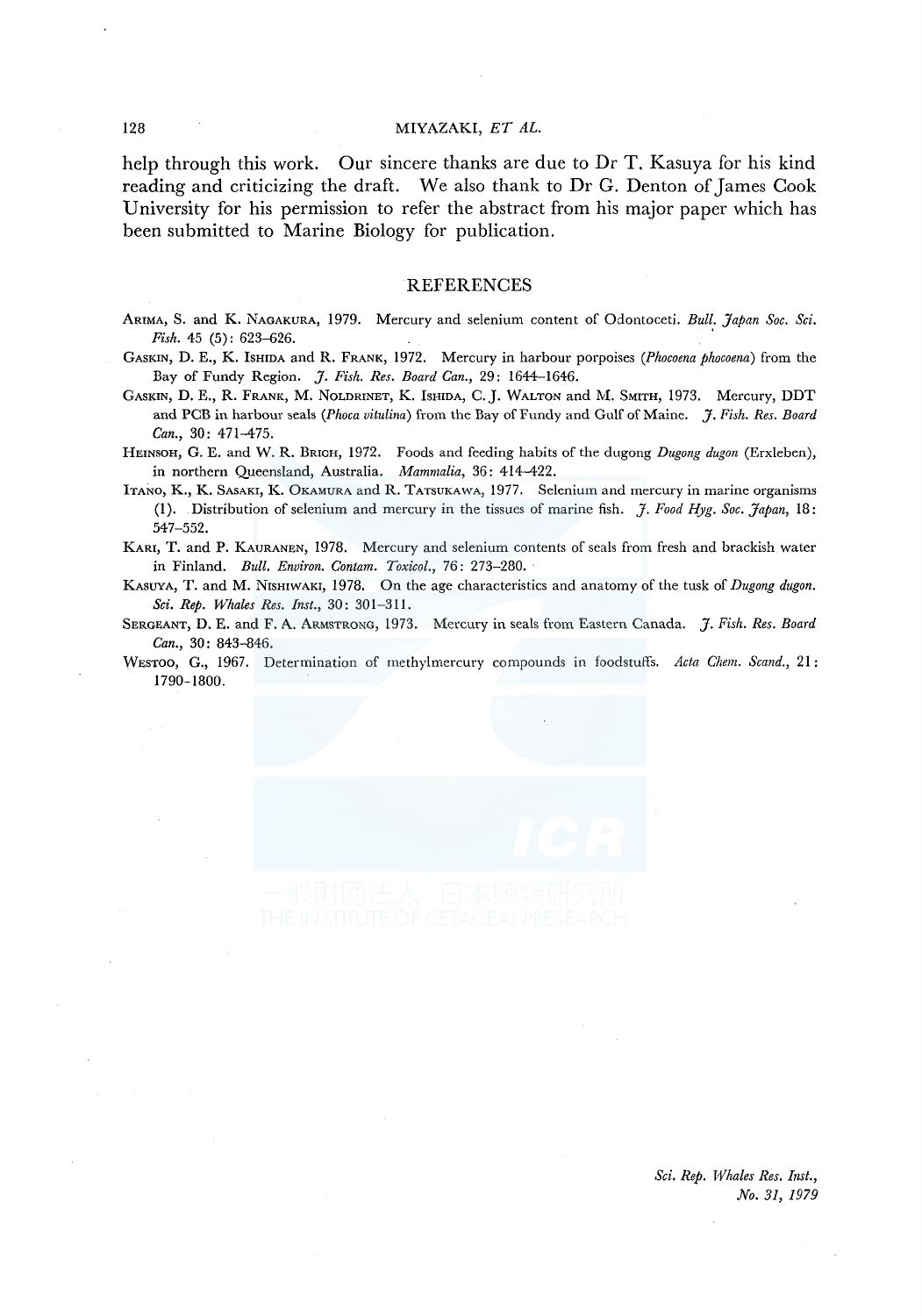help through this work. Our sincere thanks are due to Dr T. Kasuya for his kind reading and criticizing the draft. We also thank to Dr G. Denton of James Cook University for his permission to refer the abstract from his major paper which has been submitted to Marine Biology for publication.

## REFERENCES

Arima, S. and K. Nagakura, 1979. Mercury and selenium content of Odontoceti. *Bull. Japan Soc. Sci. Fish.* 45 (5): 623–626.

Gaskin, D. E., K. Ishida and R. Frank, 1972. Mercury in harbour porpoises (*Phocoena phocoena*) from the Bay of Fundy Region. *J. Fish. Res. Board Can.*, 29: 1644–1646.

Gaskin, D. E., R. Frank, M. Noldrinet, K. Ishida, C. J. Walton and M. Smith, 1973. Mercury, DDT and PCB in harbour seals (*Phoca vitulina*) from the Bay of Fundy and Gulf of Maine. *J. Fish. Res. Board Can.*, 30: 471–475.

Heinsoh, G. E. and W. R. Brich, 1972. Foods and feeding habits of the dugong *Dugong dugon* (Erxleben), in northern Queensland, Australia. *Mammalia*, 36: 414–422.

Itano, K., K. Sasaki, K. Okamura and R. Tatsukawa, 1977. Selenium and mercury in marine organisms (1). Distribution of selenium and mercury in the tissues of marine fish. *J. Food Hyg. Soc. Japan*, 18: 547–552.

Kari, T. and P. Kauranen, 1978. Mercury and selenium contents of seals from fresh and brackish water in Finland. *Bull. Environ. Contam. Toxicol.*, 76: 273–280.

Kasuya, T. and M. Nishiwaki, 1978. On the age characteristics and anatomy of the tusk of *Dugong dugon*. *Sci. Rep. Whales Res. Inst.*, 30: 301–311.

Sergeant, D. E. and F. A. Armstrong, 1973. Mercury in seals from Eastern Canada. *J. Fish. Res. Board Can.*, 30: 843–846.

Westoo, G., 1967. Determination of methylmercury compounds in foodstuffs. *Acta Chem. Scand.*, 21: 1790–1800.